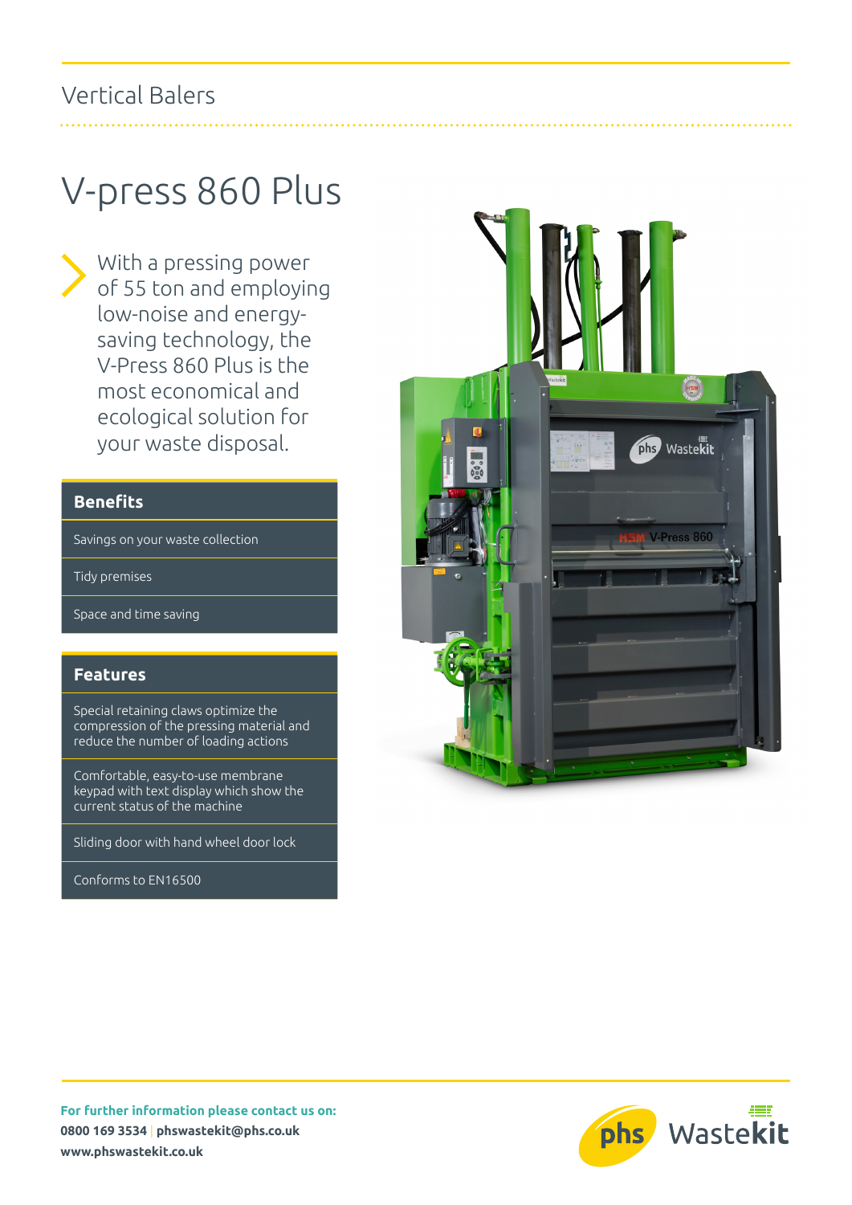Vertical Balers

# V-press 860 Plus

With a pressing power of 55 ton and employing low-noise and energy-saving technology, the V-Press 860 Plus is the most economical and ecological solution for your waste disposal.

## Benefits

- Savings on your waste collection
- Tidy premises
- Space and time saving

## Features

- Special retaining claws optimize the compression of the pressing material and reduce the number of loading actions
- Comfortable, easy-to-use membrane keypad with text display which show the current status of the machine
- Sliding door with hand wheel door lock
- Conforms to EN16500

**For further information please contact us on:**
**0800 169 3534** | **phswastekit@phs.co.uk**
**www.phswastekit.co.uk**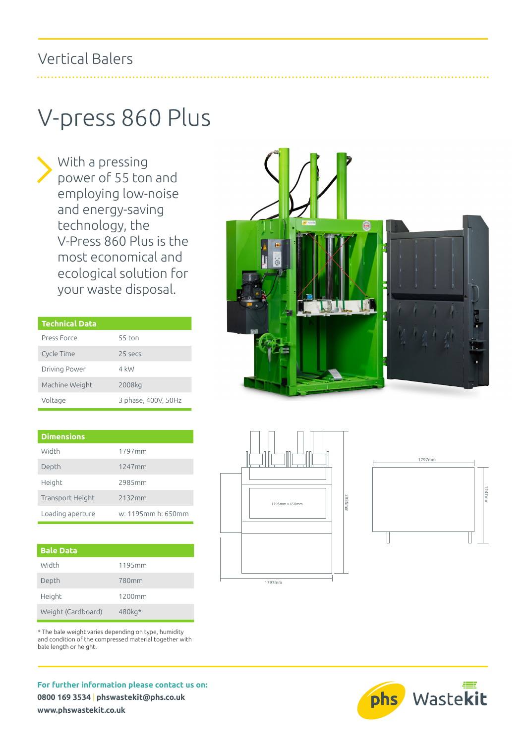Vertical Balers

# V-press 860 Plus

With a pressing power of 55 ton and employing low-noise and energy-saving technology, the V-Press 860 Plus is the most economical and ecological solution for your waste disposal.

| Technical Data | |
|---|---|
| Press Force | 55 ton |
| Cycle Time | 25 secs |
| Driving Power | 4 kW |
| Machine Weight | 2008kg |
| Voltage | 3 phase, 400V, 50Hz |

| Dimensions | |
|---|---|
| Width | 1797mm |
| Depth | 1247mm |
| Height | 2985mm |
| Transport Height | 2132mm |
| Loading aperture | w: 1195mm h: 650mm |

| Bale Data | |
|---|---|
| Width | 1195mm |
| Depth | 780mm |
| Height | 1200mm |
| Weight (Cardboard) | 480kg* |

* The bale weight varies depending on type, humidity and condition of the compressed material together with bale length or height.

1195mm x 650mm

2985mm

1797mm

1797mm

1247mm

**For further information please contact us on:**
**0800 169 3534** | **phswastekit@phs.co.uk**
**www.phswastekit.co.uk**

phs Wastekit